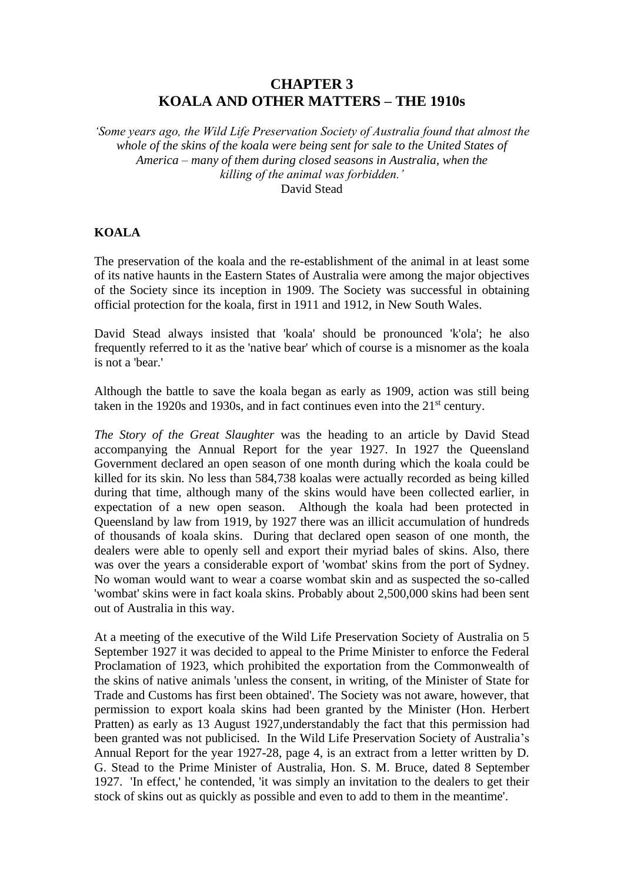# CHAPTER 3
# KOALA AND OTHER MATTERS – THE 1910s

*'Some years ago, the Wild Life Preservation Society of Australia found that almost the whole of the skins of the koala were being sent for sale to the United States of America – many of them during closed seasons in Australia, when the killing of the animal was forbidden.'*
David Stead

## KOALA

The preservation of the koala and the re-establishment of the animal in at least some of its native haunts in the Eastern States of Australia were among the major objectives of the Society since its inception in 1909. The Society was successful in obtaining official protection for the koala, first in 1911 and 1912, in New South Wales.

David Stead always insisted that 'koala' should be pronounced 'k'ola'; he also frequently referred to it as the 'native bear' which of course is a misnomer as the koala is not a 'bear.'

Although the battle to save the koala began as early as 1909, action was still being taken in the 1920s and 1930s, and in fact continues even into the 21st century.

*The Story of the Great Slaughter* was the heading to an article by David Stead accompanying the Annual Report for the year 1927. In 1927 the Queensland Government declared an open season of one month during which the koala could be killed for its skin. No less than 584,738 koalas were actually recorded as being killed during that time, although many of the skins would have been collected earlier, in expectation of a new open season. Although the koala had been protected in Queensland by law from 1919, by 1927 there was an illicit accumulation of hundreds of thousands of koala skins. During that declared open season of one month, the dealers were able to openly sell and export their myriad bales of skins. Also, there was over the years a considerable export of 'wombat' skins from the port of Sydney. No woman would want to wear a coarse wombat skin and as suspected the so-called 'wombat' skins were in fact koala skins. Probably about 2,500,000 skins had been sent out of Australia in this way.

At a meeting of the executive of the Wild Life Preservation Society of Australia on 5 September 1927 it was decided to appeal to the Prime Minister to enforce the Federal Proclamation of 1923, which prohibited the exportation from the Commonwealth of the skins of native animals 'unless the consent, in writing, of the Minister of State for Trade and Customs has first been obtained'. The Society was not aware, however, that permission to export koala skins had been granted by the Minister (Hon. Herbert Pratten) as early as 13 August 1927,understandably the fact that this permission had been granted was not publicised. In the Wild Life Preservation Society of Australia's Annual Report for the year 1927-28, page 4, is an extract from a letter written by D. G. Stead to the Prime Minister of Australia, Hon. S. M. Bruce, dated 8 September 1927. 'In effect,' he contended, 'it was simply an invitation to the dealers to get their stock of skins out as quickly as possible and even to add to them in the meantime'.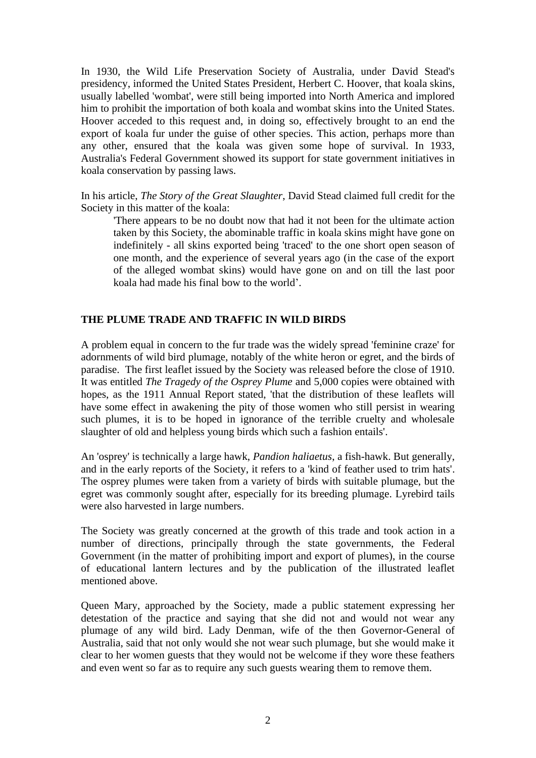In 1930, the Wild Life Preservation Society of Australia, under David Stead's presidency, informed the United States President, Herbert C. Hoover, that koala skins, usually labelled 'wombat', were still being imported into North America and implored him to prohibit the importation of both koala and wombat skins into the United States. Hoover acceded to this request and, in doing so, effectively brought to an end the export of koala fur under the guise of other species. This action, perhaps more than any other, ensured that the koala was given some hope of survival. In 1933, Australia's Federal Government showed its support for state government initiatives in koala conservation by passing laws.

In his article, *The Story of the Great Slaughter*, David Stead claimed full credit for the Society in this matter of the koala:

> 'There appears to be no doubt now that had it not been for the ultimate action taken by this Society, the abominable traffic in koala skins might have gone on indefinitely - all skins exported being 'traced' to the one short open season of one month, and the experience of several years ago (in the case of the export of the alleged wombat skins) would have gone on and on till the last poor koala had made his final bow to the world'.

## THE PLUME TRADE AND TRAFFIC IN WILD BIRDS

A problem equal in concern to the fur trade was the widely spread 'feminine craze' for adornments of wild bird plumage, notably of the white heron or egret, and the birds of paradise. The first leaflet issued by the Society was released before the close of 1910. It was entitled *The Tragedy of the Osprey Plume* and 5,000 copies were obtained with hopes, as the 1911 Annual Report stated, 'that the distribution of these leaflets will have some effect in awakening the pity of those women who still persist in wearing such plumes, it is to be hoped in ignorance of the terrible cruelty and wholesale slaughter of old and helpless young birds which such a fashion entails'.

An 'osprey' is technically a large hawk, *Pandion haliaetus*, a fish-hawk. But generally, and in the early reports of the Society, it refers to a 'kind of feather used to trim hats'. The osprey plumes were taken from a variety of birds with suitable plumage, but the egret was commonly sought after, especially for its breeding plumage. Lyrebird tails were also harvested in large numbers.

The Society was greatly concerned at the growth of this trade and took action in a number of directions, principally through the state governments, the Federal Government (in the matter of prohibiting import and export of plumes), in the course of educational lantern lectures and by the publication of the illustrated leaflet mentioned above.

Queen Mary, approached by the Society, made a public statement expressing her detestation of the practice and saying that she did not and would not wear any plumage of any wild bird. Lady Denman, wife of the then Governor-General of Australia, said that not only would she not wear such plumage, but she would make it clear to her women guests that they would not be welcome if they wore these feathers and even went so far as to require any such guests wearing them to remove them.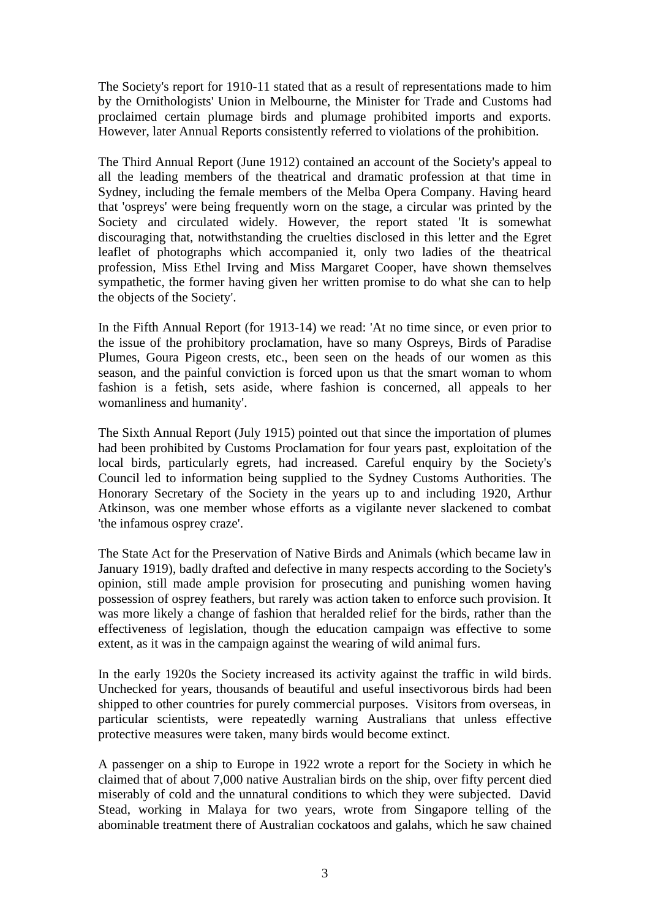The Society's report for 1910-11 stated that as a result of representations made to him by the Ornithologists' Union in Melbourne, the Minister for Trade and Customs had proclaimed certain plumage birds and plumage prohibited imports and exports. However, later Annual Reports consistently referred to violations of the prohibition.

The Third Annual Report (June 1912) contained an account of the Society's appeal to all the leading members of the theatrical and dramatic profession at that time in Sydney, including the female members of the Melba Opera Company. Having heard that 'ospreys' were being frequently worn on the stage, a circular was printed by the Society and circulated widely. However, the report stated 'It is somewhat discouraging that, notwithstanding the cruelties disclosed in this letter and the Egret leaflet of photographs which accompanied it, only two ladies of the theatrical profession, Miss Ethel Irving and Miss Margaret Cooper, have shown themselves sympathetic, the former having given her written promise to do what she can to help the objects of the Society'.

In the Fifth Annual Report (for 1913-14) we read: 'At no time since, or even prior to the issue of the prohibitory proclamation, have so many Ospreys, Birds of Paradise Plumes, Goura Pigeon crests, etc., been seen on the heads of our women as this season, and the painful conviction is forced upon us that the smart woman to whom fashion is a fetish, sets aside, where fashion is concerned, all appeals to her womanliness and humanity'.

The Sixth Annual Report (July 1915) pointed out that since the importation of plumes had been prohibited by Customs Proclamation for four years past, exploitation of the local birds, particularly egrets, had increased. Careful enquiry by the Society's Council led to information being supplied to the Sydney Customs Authorities. The Honorary Secretary of the Society in the years up to and including 1920, Arthur Atkinson, was one member whose efforts as a vigilante never slackened to combat 'the infamous osprey craze'.

The State Act for the Preservation of Native Birds and Animals (which became law in January 1919), badly drafted and defective in many respects according to the Society's opinion, still made ample provision for prosecuting and punishing women having possession of osprey feathers, but rarely was action taken to enforce such provision. It was more likely a change of fashion that heralded relief for the birds, rather than the effectiveness of legislation, though the education campaign was effective to some extent, as it was in the campaign against the wearing of wild animal furs.

In the early 1920s the Society increased its activity against the traffic in wild birds. Unchecked for years, thousands of beautiful and useful insectivorous birds had been shipped to other countries for purely commercial purposes. Visitors from overseas, in particular scientists, were repeatedly warning Australians that unless effective protective measures were taken, many birds would become extinct.

A passenger on a ship to Europe in 1922 wrote a report for the Society in which he claimed that of about 7,000 native Australian birds on the ship, over fifty percent died miserably of cold and the unnatural conditions to which they were subjected. David Stead, working in Malaya for two years, wrote from Singapore telling of the abominable treatment there of Australian cockatoos and galahs, which he saw chained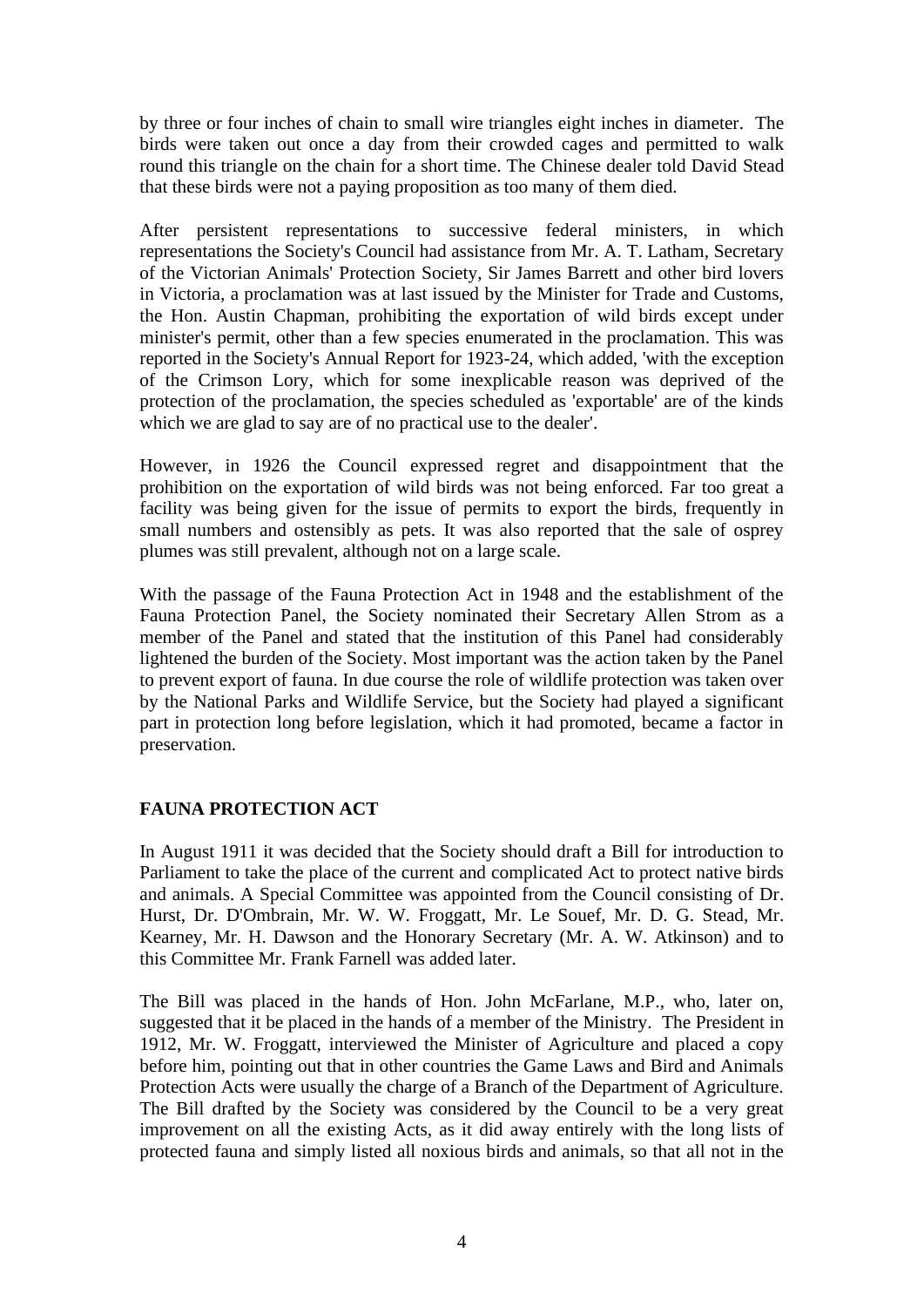by three or four inches of chain to small wire triangles eight inches in diameter. The birds were taken out once a day from their crowded cages and permitted to walk round this triangle on the chain for a short time. The Chinese dealer told David Stead that these birds were not a paying proposition as too many of them died.

After persistent representations to successive federal ministers, in which representations the Society's Council had assistance from Mr. A. T. Latham, Secretary of the Victorian Animals' Protection Society, Sir James Barrett and other bird lovers in Victoria, a proclamation was at last issued by the Minister for Trade and Customs, the Hon. Austin Chapman, prohibiting the exportation of wild birds except under minister's permit, other than a few species enumerated in the proclamation. This was reported in the Society's Annual Report for 1923-24, which added, 'with the exception of the Crimson Lory, which for some inexplicable reason was deprived of the protection of the proclamation, the species scheduled as 'exportable' are of the kinds which we are glad to say are of no practical use to the dealer'.

However, in 1926 the Council expressed regret and disappointment that the prohibition on the exportation of wild birds was not being enforced. Far too great a facility was being given for the issue of permits to export the birds, frequently in small numbers and ostensibly as pets. It was also reported that the sale of osprey plumes was still prevalent, although not on a large scale.

With the passage of the Fauna Protection Act in 1948 and the establishment of the Fauna Protection Panel, the Society nominated their Secretary Allen Strom as a member of the Panel and stated that the institution of this Panel had considerably lightened the burden of the Society. Most important was the action taken by the Panel to prevent export of fauna. In due course the role of wildlife protection was taken over by the National Parks and Wildlife Service, but the Society had played a significant part in protection long before legislation, which it had promoted, became a factor in preservation.

## FAUNA PROTECTION ACT

In August 1911 it was decided that the Society should draft a Bill for introduction to Parliament to take the place of the current and complicated Act to protect native birds and animals. A Special Committee was appointed from the Council consisting of Dr. Hurst, Dr. D'Ombrain, Mr. W. W. Froggatt, Mr. Le Souef, Mr. D. G. Stead, Mr. Kearney, Mr. H. Dawson and the Honorary Secretary (Mr. A. W. Atkinson) and to this Committee Mr. Frank Farnell was added later.

The Bill was placed in the hands of Hon. John McFarlane, M.P., who, later on, suggested that it be placed in the hands of a member of the Ministry. The President in 1912, Mr. W. Froggatt, interviewed the Minister of Agriculture and placed a copy before him, pointing out that in other countries the Game Laws and Bird and Animals Protection Acts were usually the charge of a Branch of the Department of Agriculture. The Bill drafted by the Society was considered by the Council to be a very great improvement on all the existing Acts, as it did away entirely with the long lists of protected fauna and simply listed all noxious birds and animals, so that all not in the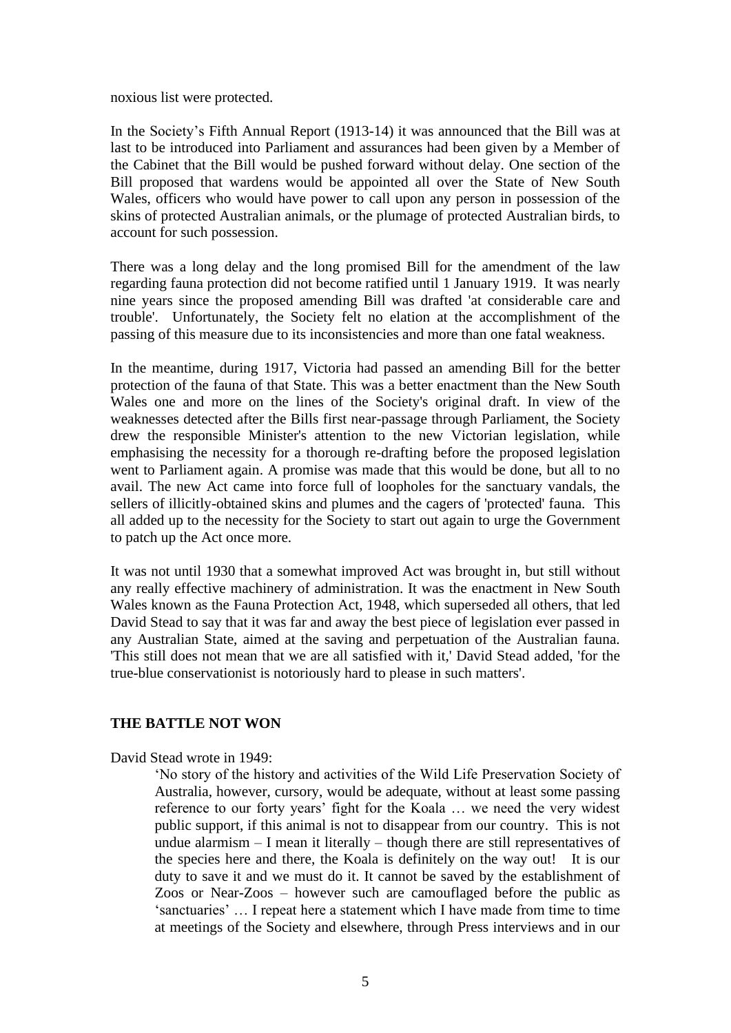noxious list were protected.

In the Society's Fifth Annual Report (1913-14) it was announced that the Bill was at last to be introduced into Parliament and assurances had been given by a Member of the Cabinet that the Bill would be pushed forward without delay. One section of the Bill proposed that wardens would be appointed all over the State of New South Wales, officers who would have power to call upon any person in possession of the skins of protected Australian animals, or the plumage of protected Australian birds, to account for such possession.

There was a long delay and the long promised Bill for the amendment of the law regarding fauna protection did not become ratified until 1 January 1919. It was nearly nine years since the proposed amending Bill was drafted 'at considerable care and trouble'. Unfortunately, the Society felt no elation at the accomplishment of the passing of this measure due to its inconsistencies and more than one fatal weakness.

In the meantime, during 1917, Victoria had passed an amending Bill for the better protection of the fauna of that State. This was a better enactment than the New South Wales one and more on the lines of the Society's original draft. In view of the weaknesses detected after the Bills first near-passage through Parliament, the Society drew the responsible Minister's attention to the new Victorian legislation, while emphasising the necessity for a thorough re-drafting before the proposed legislation went to Parliament again. A promise was made that this would be done, but all to no avail. The new Act came into force full of loopholes for the sanctuary vandals, the sellers of illicitly-obtained skins and plumes and the cagers of 'protected' fauna. This all added up to the necessity for the Society to start out again to urge the Government to patch up the Act once more.

It was not until 1930 that a somewhat improved Act was brought in, but still without any really effective machinery of administration. It was the enactment in New South Wales known as the Fauna Protection Act, 1948, which superseded all others, that led David Stead to say that it was far and away the best piece of legislation ever passed in any Australian State, aimed at the saving and perpetuation of the Australian fauna. 'This still does not mean that we are all satisfied with it,' David Stead added, 'for the true-blue conservationist is notoriously hard to please in such matters'.

## THE BATTLE NOT WON

David Stead wrote in 1949:

> 'No story of the history and activities of the Wild Life Preservation Society of Australia, however, cursory, would be adequate, without at least some passing reference to our forty years' fight for the Koala … we need the very widest public support, if this animal is not to disappear from our country. This is not undue alarmism – I mean it literally – though there are still representatives of the species here and there, the Koala is definitely on the way out! It is our duty to save it and we must do it. It cannot be saved by the establishment of Zoos or Near-Zoos – however such are camouflaged before the public as 'sanctuaries' … I repeat here a statement which I have made from time to time at meetings of the Society and elsewhere, through Press interviews and in our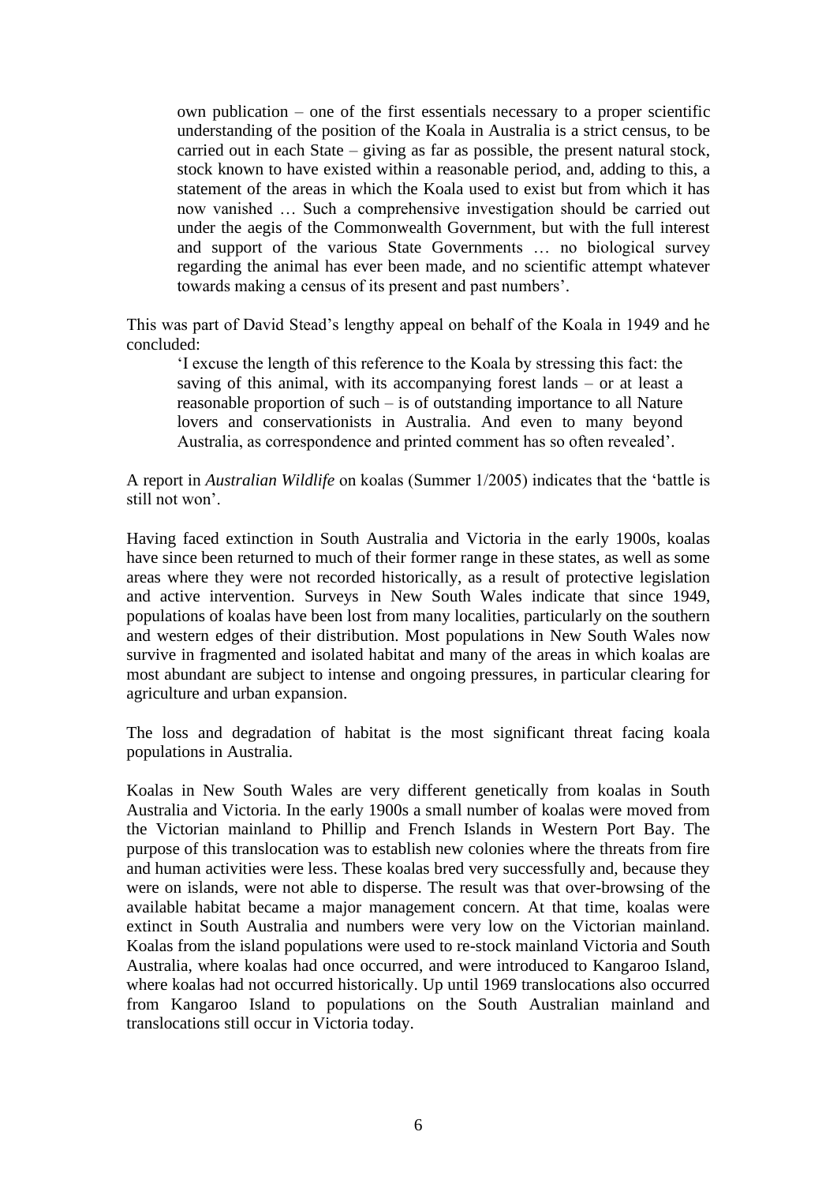> own publication – one of the first essentials necessary to a proper scientific understanding of the position of the Koala in Australia is a strict census, to be carried out in each State – giving as far as possible, the present natural stock, stock known to have existed within a reasonable period, and, adding to this, a statement of the areas in which the Koala used to exist but from which it has now vanished … Such a comprehensive investigation should be carried out under the aegis of the Commonwealth Government, but with the full interest and support of the various State Governments … no biological survey regarding the animal has ever been made, and no scientific attempt whatever towards making a census of its present and past numbers'.

This was part of David Stead's lengthy appeal on behalf of the Koala in 1949 and he concluded:

> 'I excuse the length of this reference to the Koala by stressing this fact: the saving of this animal, with its accompanying forest lands – or at least a reasonable proportion of such – is of outstanding importance to all Nature lovers and conservationists in Australia. And even to many beyond Australia, as correspondence and printed comment has so often revealed'.

A report in *Australian Wildlife* on koalas (Summer 1/2005) indicates that the 'battle is still not won'.

Having faced extinction in South Australia and Victoria in the early 1900s, koalas have since been returned to much of their former range in these states, as well as some areas where they were not recorded historically, as a result of protective legislation and active intervention. Surveys in New South Wales indicate that since 1949, populations of koalas have been lost from many localities, particularly on the southern and western edges of their distribution. Most populations in New South Wales now survive in fragmented and isolated habitat and many of the areas in which koalas are most abundant are subject to intense and ongoing pressures, in particular clearing for agriculture and urban expansion.

The loss and degradation of habitat is the most significant threat facing koala populations in Australia.

Koalas in New South Wales are very different genetically from koalas in South Australia and Victoria. In the early 1900s a small number of koalas were moved from the Victorian mainland to Phillip and French Islands in Western Port Bay. The purpose of this translocation was to establish new colonies where the threats from fire and human activities were less. These koalas bred very successfully and, because they were on islands, were not able to disperse. The result was that over-browsing of the available habitat became a major management concern. At that time, koalas were extinct in South Australia and numbers were very low on the Victorian mainland. Koalas from the island populations were used to re-stock mainland Victoria and South Australia, where koalas had once occurred, and were introduced to Kangaroo Island, where koalas had not occurred historically. Up until 1969 translocations also occurred from Kangaroo Island to populations on the South Australian mainland and translocations still occur in Victoria today.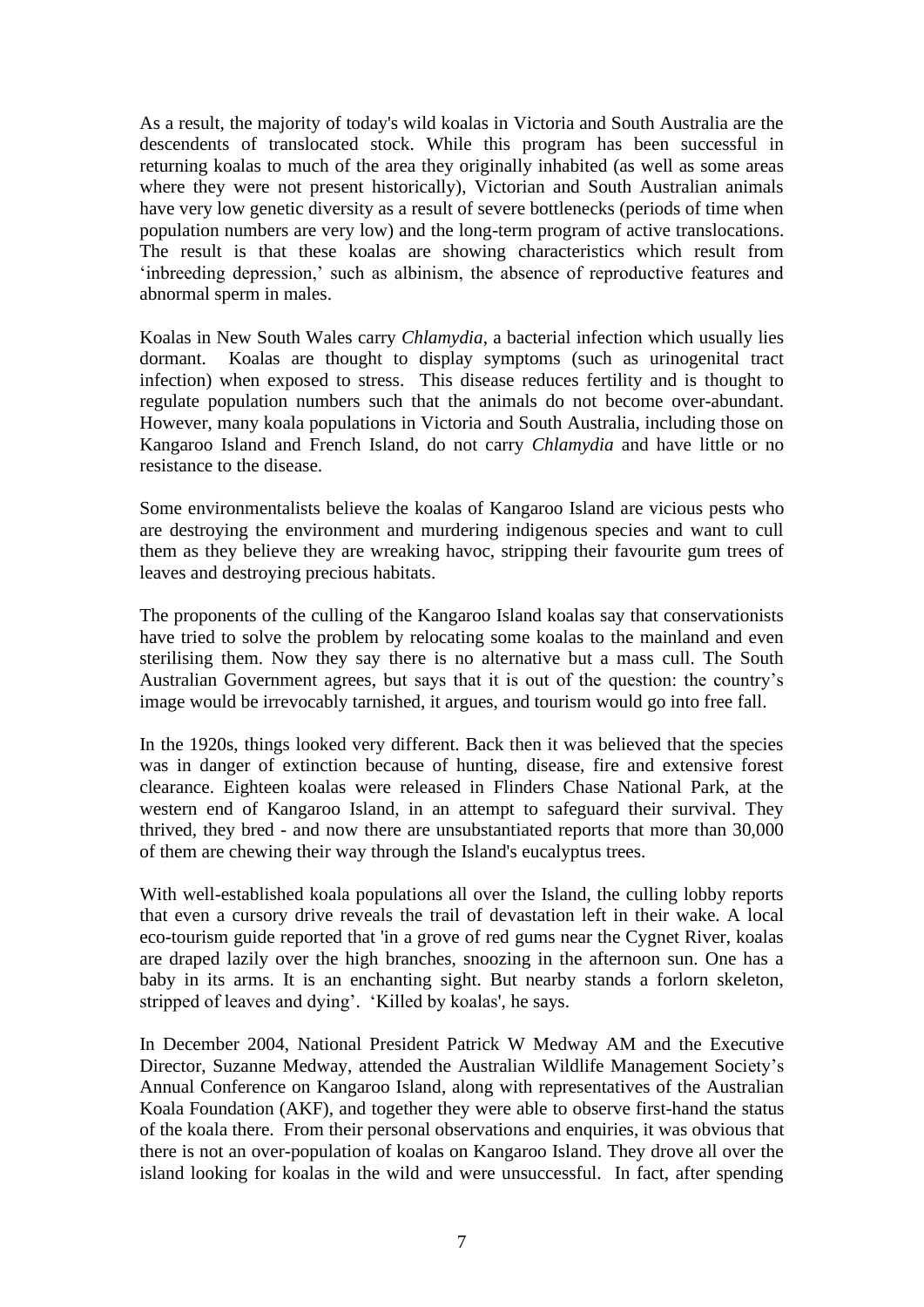As a result, the majority of today's wild koalas in Victoria and South Australia are the descendents of translocated stock. While this program has been successful in returning koalas to much of the area they originally inhabited (as well as some areas where they were not present historically), Victorian and South Australian animals have very low genetic diversity as a result of severe bottlenecks (periods of time when population numbers are very low) and the long-term program of active translocations. The result is that these koalas are showing characteristics which result from 'inbreeding depression,' such as albinism, the absence of reproductive features and abnormal sperm in males.

Koalas in New South Wales carry *Chlamydia*, a bacterial infection which usually lies dormant. Koalas are thought to display symptoms (such as urinogenital tract infection) when exposed to stress. This disease reduces fertility and is thought to regulate population numbers such that the animals do not become over-abundant. However, many koala populations in Victoria and South Australia, including those on Kangaroo Island and French Island, do not carry *Chlamydia* and have little or no resistance to the disease.

Some environmentalists believe the koalas of Kangaroo Island are vicious pests who are destroying the environment and murdering indigenous species and want to cull them as they believe they are wreaking havoc, stripping their favourite gum trees of leaves and destroying precious habitats.

The proponents of the culling of the Kangaroo Island koalas say that conservationists have tried to solve the problem by relocating some koalas to the mainland and even sterilising them. Now they say there is no alternative but a mass cull. The South Australian Government agrees, but says that it is out of the question: the country's image would be irrevocably tarnished, it argues, and tourism would go into free fall.

In the 1920s, things looked very different. Back then it was believed that the species was in danger of extinction because of hunting, disease, fire and extensive forest clearance. Eighteen koalas were released in Flinders Chase National Park, at the western end of Kangaroo Island, in an attempt to safeguard their survival. They thrived, they bred - and now there are unsubstantiated reports that more than 30,000 of them are chewing their way through the Island's eucalyptus trees.

With well-established koala populations all over the Island, the culling lobby reports that even a cursory drive reveals the trail of devastation left in their wake. A local eco-tourism guide reported that 'in a grove of red gums near the Cygnet River, koalas are draped lazily over the high branches, snoozing in the afternoon sun. One has a baby in its arms. It is an enchanting sight. But nearby stands a forlorn skeleton, stripped of leaves and dying'. 'Killed by koalas', he says.

In December 2004, National President Patrick W Medway AM and the Executive Director, Suzanne Medway, attended the Australian Wildlife Management Society's Annual Conference on Kangaroo Island, along with representatives of the Australian Koala Foundation (AKF), and together they were able to observe first-hand the status of the koala there. From their personal observations and enquiries, it was obvious that there is not an over-population of koalas on Kangaroo Island. They drove all over the island looking for koalas in the wild and were unsuccessful. In fact, after spending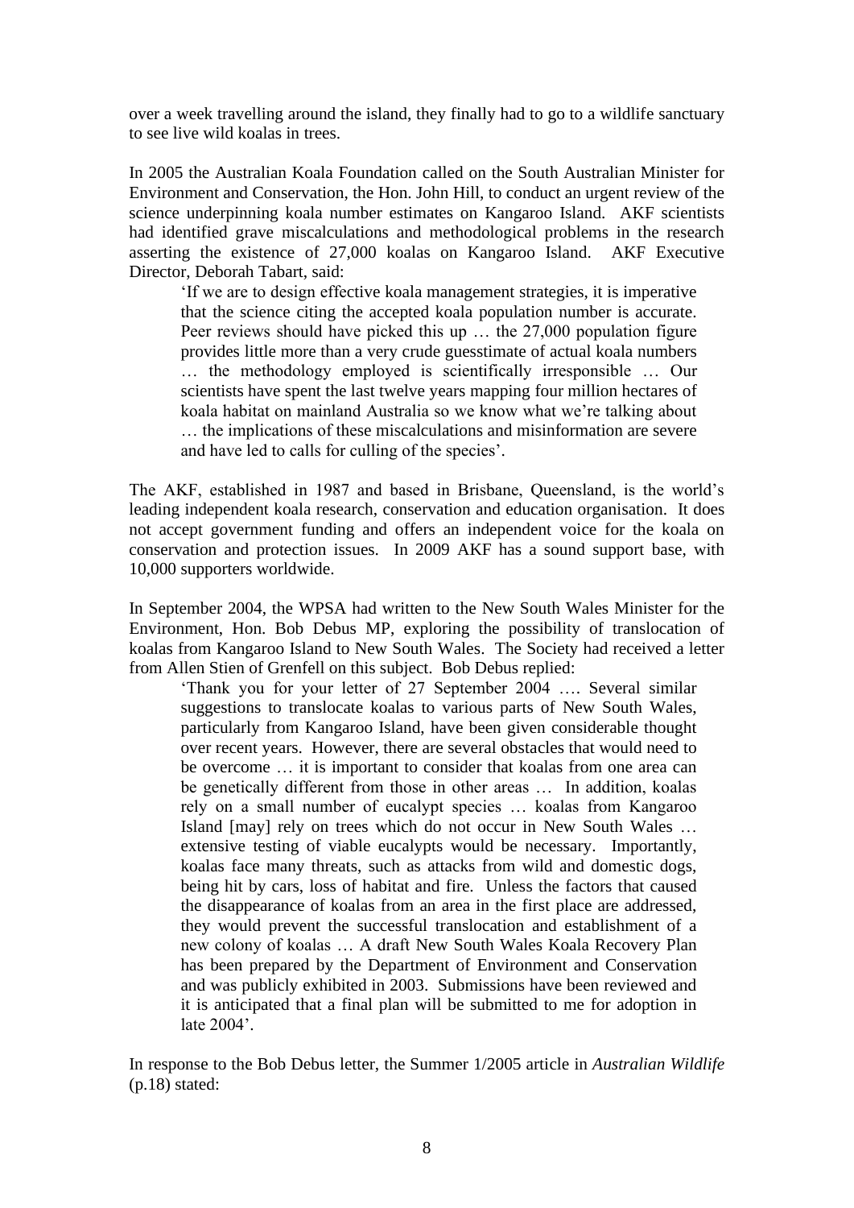over a week travelling around the island, they finally had to go to a wildlife sanctuary to see live wild koalas in trees.

In 2005 the Australian Koala Foundation called on the South Australian Minister for Environment and Conservation, the Hon. John Hill, to conduct an urgent review of the science underpinning koala number estimates on Kangaroo Island. AKF scientists had identified grave miscalculations and methodological problems in the research asserting the existence of 27,000 koalas on Kangaroo Island. AKF Executive Director, Deborah Tabart, said:

> 'If we are to design effective koala management strategies, it is imperative that the science citing the accepted koala population number is accurate. Peer reviews should have picked this up … the 27,000 population figure provides little more than a very crude guesstimate of actual koala numbers … the methodology employed is scientifically irresponsible … Our scientists have spent the last twelve years mapping four million hectares of koala habitat on mainland Australia so we know what we're talking about … the implications of these miscalculations and misinformation are severe and have led to calls for culling of the species'.

The AKF, established in 1987 and based in Brisbane, Queensland, is the world's leading independent koala research, conservation and education organisation. It does not accept government funding and offers an independent voice for the koala on conservation and protection issues. In 2009 AKF has a sound support base, with 10,000 supporters worldwide.

In September 2004, the WPSA had written to the New South Wales Minister for the Environment, Hon. Bob Debus MP, exploring the possibility of translocation of koalas from Kangaroo Island to New South Wales. The Society had received a letter from Allen Stien of Grenfell on this subject. Bob Debus replied:

> 'Thank you for your letter of 27 September 2004 …. Several similar suggestions to translocate koalas to various parts of New South Wales, particularly from Kangaroo Island, have been given considerable thought over recent years. However, there are several obstacles that would need to be overcome … it is important to consider that koalas from one area can be genetically different from those in other areas … In addition, koalas rely on a small number of eucalypt species … koalas from Kangaroo Island [may] rely on trees which do not occur in New South Wales … extensive testing of viable eucalypts would be necessary. Importantly, koalas face many threats, such as attacks from wild and domestic dogs, being hit by cars, loss of habitat and fire. Unless the factors that caused the disappearance of koalas from an area in the first place are addressed, they would prevent the successful translocation and establishment of a new colony of koalas … A draft New South Wales Koala Recovery Plan has been prepared by the Department of Environment and Conservation and was publicly exhibited in 2003. Submissions have been reviewed and it is anticipated that a final plan will be submitted to me for adoption in late 2004'.

In response to the Bob Debus letter, the Summer 1/2005 article in *Australian Wildlife* (p.18) stated: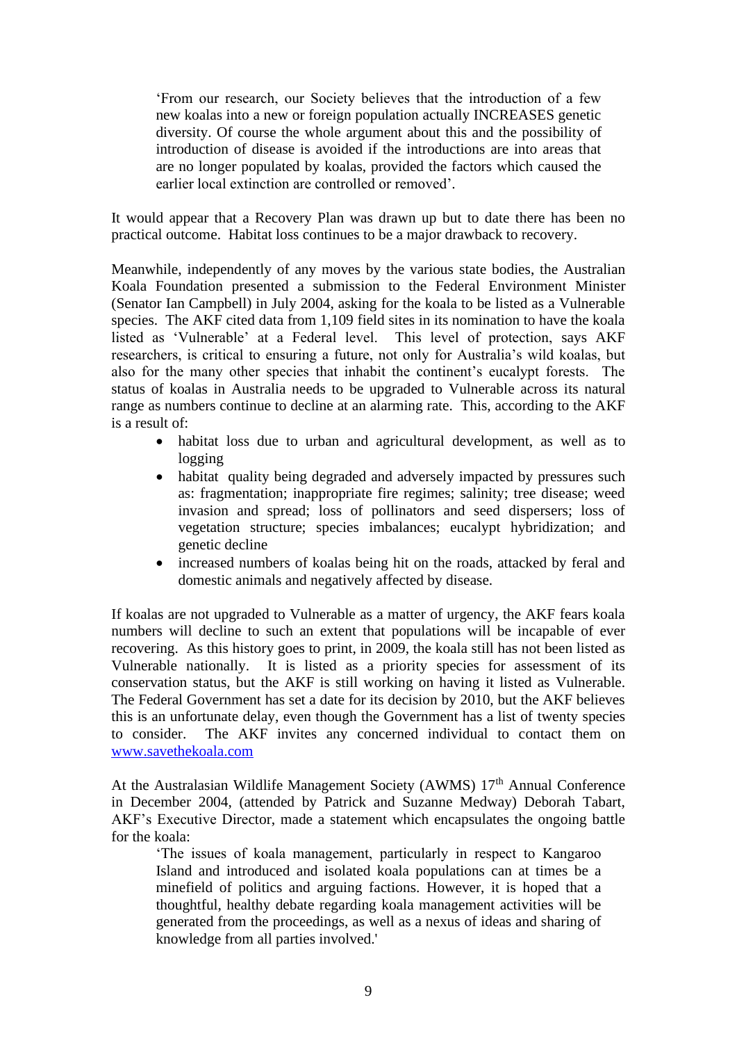> 'From our research, our Society believes that the introduction of a few new koalas into a new or foreign population actually INCREASES genetic diversity. Of course the whole argument about this and the possibility of introduction of disease is avoided if the introductions are into areas that are no longer populated by koalas, provided the factors which caused the earlier local extinction are controlled or removed'.

It would appear that a Recovery Plan was drawn up but to date there has been no practical outcome. Habitat loss continues to be a major drawback to recovery.

Meanwhile, independently of any moves by the various state bodies, the Australian Koala Foundation presented a submission to the Federal Environment Minister (Senator Ian Campbell) in July 2004, asking for the koala to be listed as a Vulnerable species. The AKF cited data from 1,109 field sites in its nomination to have the koala listed as 'Vulnerable' at a Federal level. This level of protection, says AKF researchers, is critical to ensuring a future, not only for Australia's wild koalas, but also for the many other species that inhabit the continent's eucalypt forests. The status of koalas in Australia needs to be upgraded to Vulnerable across its natural range as numbers continue to decline at an alarming rate. This, according to the AKF is a result of:

- habitat loss due to urban and agricultural development, as well as to logging
- habitat quality being degraded and adversely impacted by pressures such as: fragmentation; inappropriate fire regimes; salinity; tree disease; weed invasion and spread; loss of pollinators and seed dispersers; loss of vegetation structure; species imbalances; eucalypt hybridization; and genetic decline
- increased numbers of koalas being hit on the roads, attacked by feral and domestic animals and negatively affected by disease.

If koalas are not upgraded to Vulnerable as a matter of urgency, the AKF fears koala numbers will decline to such an extent that populations will be incapable of ever recovering. As this history goes to print, in 2009, the koala still has not been listed as Vulnerable nationally. It is listed as a priority species for assessment of its conservation status, but the AKF is still working on having it listed as Vulnerable. The Federal Government has set a date for its decision by 2010, but the AKF believes this is an unfortunate delay, even though the Government has a list of twenty species to consider. The AKF invites any concerned individual to contact them on [www.savethekoala.com](www.savethekoala.com)

At the Australasian Wildlife Management Society (AWMS) 17th Annual Conference in December 2004, (attended by Patrick and Suzanne Medway) Deborah Tabart, AKF's Executive Director, made a statement which encapsulates the ongoing battle for the koala:

> 'The issues of koala management, particularly in respect to Kangaroo Island and introduced and isolated koala populations can at times be a minefield of politics and arguing factions. However, it is hoped that a thoughtful, healthy debate regarding koala management activities will be generated from the proceedings, as well as a nexus of ideas and sharing of knowledge from all parties involved.'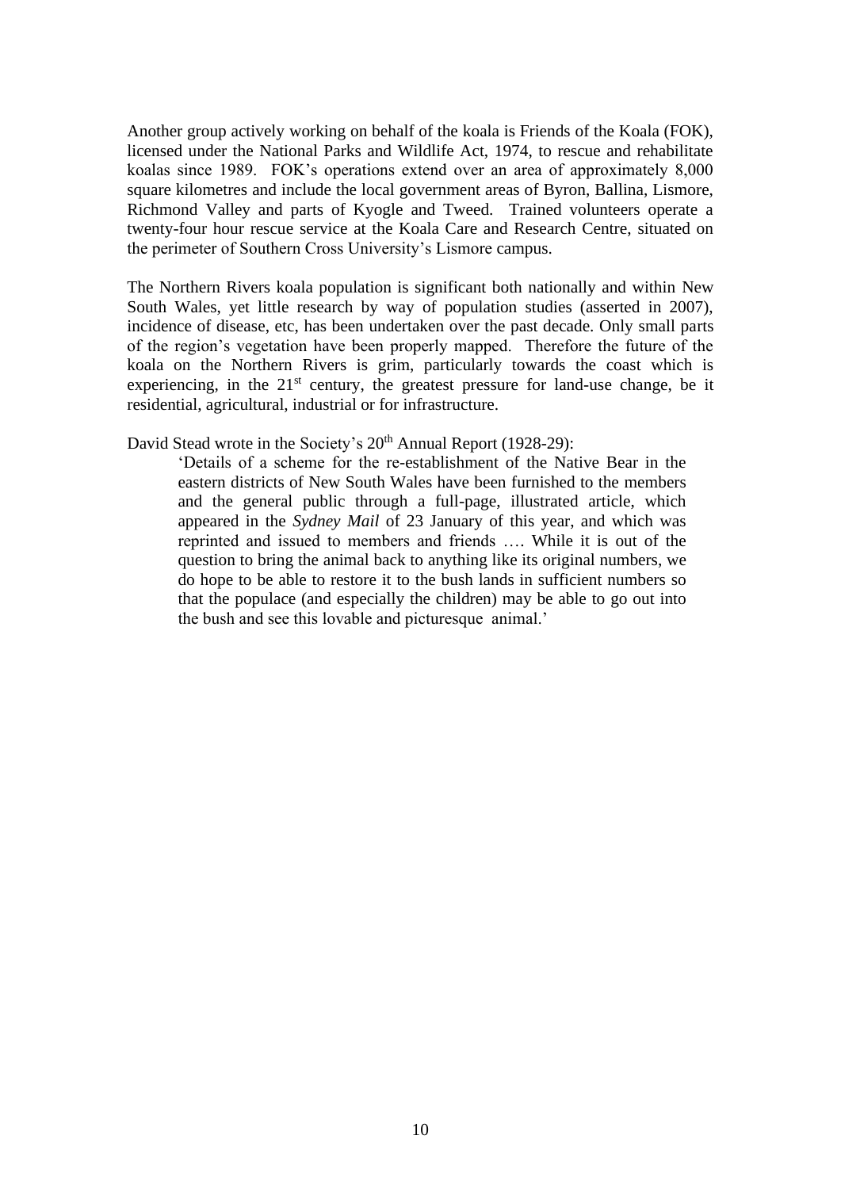Another group actively working on behalf of the koala is Friends of the Koala (FOK), licensed under the National Parks and Wildlife Act, 1974, to rescue and rehabilitate koalas since 1989. FOK's operations extend over an area of approximately 8,000 square kilometres and include the local government areas of Byron, Ballina, Lismore, Richmond Valley and parts of Kyogle and Tweed. Trained volunteers operate a twenty-four hour rescue service at the Koala Care and Research Centre, situated on the perimeter of Southern Cross University's Lismore campus.

The Northern Rivers koala population is significant both nationally and within New South Wales, yet little research by way of population studies (asserted in 2007), incidence of disease, etc, has been undertaken over the past decade. Only small parts of the region's vegetation have been properly mapped. Therefore the future of the koala on the Northern Rivers is grim, particularly towards the coast which is experiencing, in the 21st century, the greatest pressure for land-use change, be it residential, agricultural, industrial or for infrastructure.

David Stead wrote in the Society's 20th Annual Report (1928-29):

> 'Details of a scheme for the re-establishment of the Native Bear in the eastern districts of New South Wales have been furnished to the members and the general public through a full-page, illustrated article, which appeared in the *Sydney Mail* of 23 January of this year, and which was reprinted and issued to members and friends …. While it is out of the question to bring the animal back to anything like its original numbers, we do hope to be able to restore it to the bush lands in sufficient numbers so that the populace (and especially the children) may be able to go out into the bush and see this lovable and picturesque animal.'